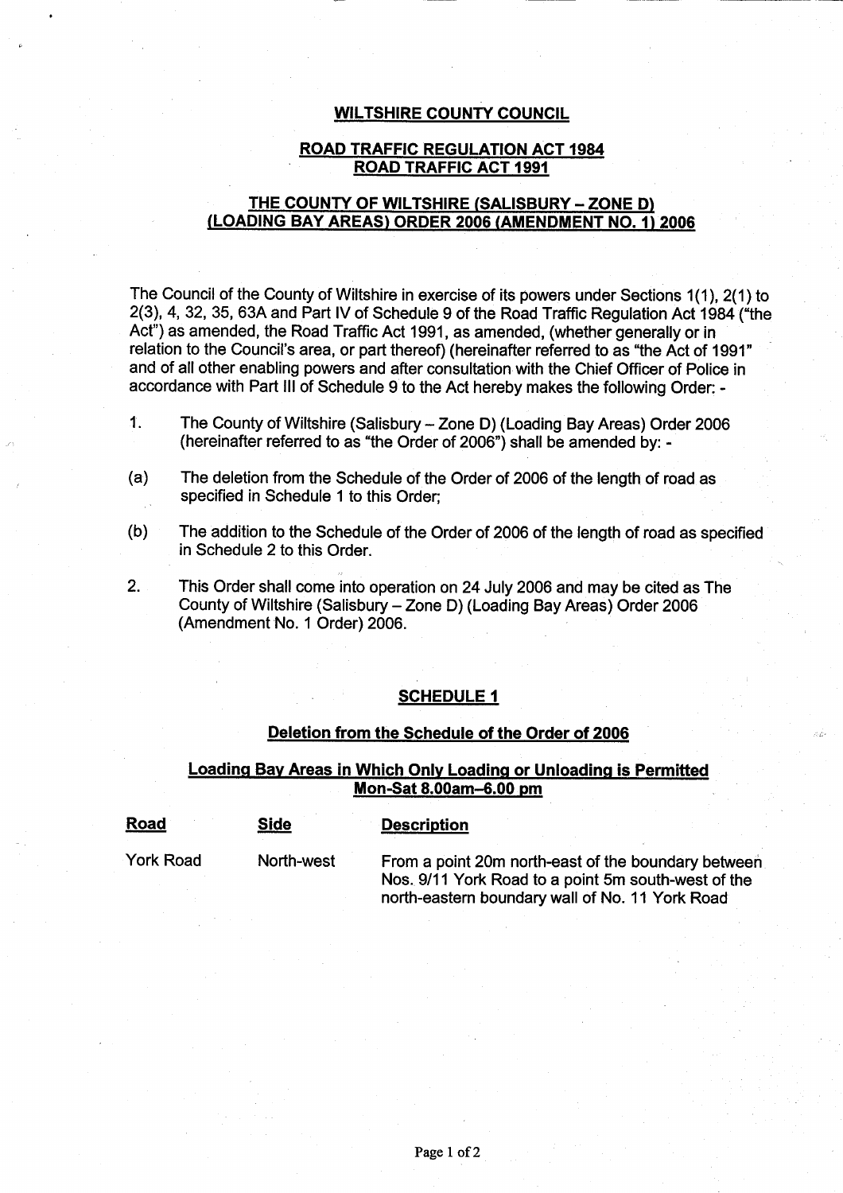# WILTSHIRE COUNTY COUNCIL

## ROAD TRAFFIC REGULATION ACT 1984
## ROAD TRAFFIC ACT 1991

## THE COUNTY OF WILTSHIRE (SALISBURY – ZONE D) (LOADING BAY AREAS) ORDER 2006 (AMENDMENT NO. 1) 2006

The Council of the County of Wiltshire in exercise of its powers under Sections 1(1), 2(1) to 2(3), 4, 32, 35, 63A and Part IV of Schedule 9 of the Road Traffic Regulation Act 1984 ("the Act") as amended, the Road Traffic Act 1991, as amended, (whether generally or in relation to the Council's area, or part thereof) (hereinafter referred to as "the Act of 1991" and of all other enabling powers and after consultation with the Chief Officer of Police in accordance with Part III of Schedule 9 to the Act hereby makes the following Order: -

1. The County of Wiltshire (Salisbury – Zone D) (Loading Bay Areas) Order 2006 (hereinafter referred to as "the Order of 2006") shall be amended by: -

(a) The deletion from the Schedule of the Order of 2006 of the length of road as specified in Schedule 1 to this Order;

(b) The addition to the Schedule of the Order of 2006 of the length of road as specified in Schedule 2 to this Order.

2. This Order shall come into operation on 24 July 2006 and may be cited as The County of Wiltshire (Salisbury – Zone D) (Loading Bay Areas) Order 2006 (Amendment No. 1 Order) 2006.

## SCHEDULE 1

### Deletion from the Schedule of the Order of 2006

### Loading Bay Areas in Which Only Loading or Unloading is Permitted Mon-Sat 8.00am–6.00 pm

| Road | Side | Description |
|---|---|---|
| York Road | North-west | From a point 20m north-east of the boundary between Nos. 9/11 York Road to a point 5m south-west of the north-eastern boundary wall of No. 11 York Road |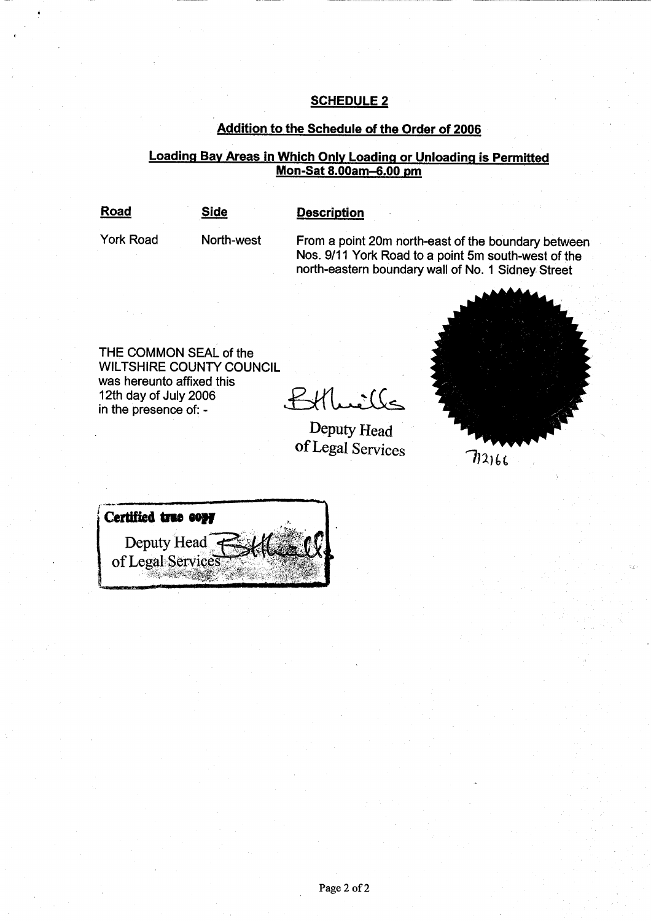## SCHEDULE 2

### Addition to the Schedule of the Order of 2006

### Loading Bay Areas in Which Only Loading or Unloading is Permitted Mon-Sat 8.00am–6.00 pm

| Road | Side | Description |
|---|---|---|
| York Road | North-west | From a point 20m north-east of the boundary between Nos. 9/11 York Road to a point 5m south-west of the north-eastern boundary wall of No. 1 Sidney Street |

THE COMMON SEAL of the
WILTSHIRE COUNTY COUNCIL
was hereunto affixed this
12th day of July 2006
in the presence of: -

Deputy Head
of Legal Services

7/12/66

**Certified true copy**
Deputy Head
of Legal Services